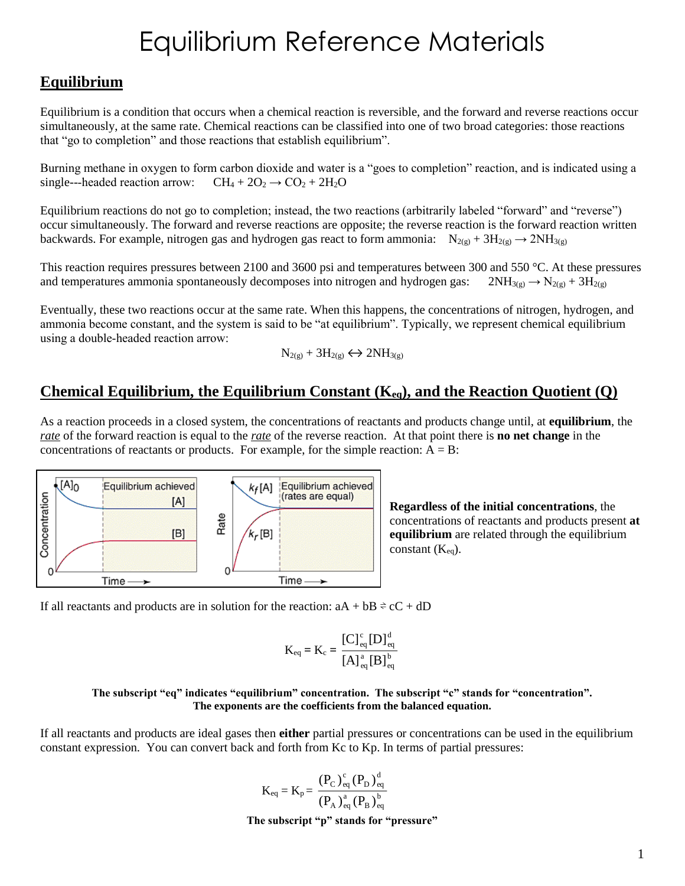# Equilibrium Reference Materials

## Equilibrium

Equilibrium is a condition that occurs when a chemical reaction is reversible, and the forward and reverse reactions occur simultaneously, at the same rate. Chemical reactions can be classified into one of two broad categories: those reactions that "go to completion" and those reactions that establish equilibrium".

Burning methane in oxygen to form carbon dioxide and water is a "goes to completion" reaction, and is indicated using a single---headed reaction arrow: $CH_4 + 2O_2 \rightarrow CO_2 + 2H_2O$

Equilibrium reactions do not go to completion; instead, the two reactions (arbitrarily labeled "forward" and "reverse") occur simultaneously. The forward and reverse reactions are opposite; the reverse reaction is the forward reaction written backwards. For example, nitrogen gas and hydrogen gas react to form ammonia: $N_{2(g)} + 3H_{2(g)} \rightarrow 2NH_{3(g)}$

This reaction requires pressures between 2100 and 3600 psi and temperatures between 300 and 550 °C. At these pressures and temperatures ammonia spontaneously decomposes into nitrogen and hydrogen gas: $2NH_{3(g)} \rightarrow N_{2(g)} + 3H_{2(g)}$

Eventually, these two reactions occur at the same rate. When this happens, the concentrations of nitrogen, hydrogen, and ammonia become constant, and the system is said to be "at equilibrium". Typically, we represent chemical equilibrium using a double-headed reaction arrow:

$$N_{2(g)} + 3H_{2(g)} \leftrightarrow 2NH_{3(g)}$$

## Chemical Equilibrium, the Equilibrium Constant ($K_{eq}$), and the Reaction Quotient (Q)

As a reaction proceeds in a closed system, the concentrations of reactants and products change until, at **equilibrium**, the *rate* of the forward reaction is equal to the *rate* of the reverse reaction. At that point there is **no net change** in the concentrations of reactants or products. For example, for the simple reaction: A = B:

**Regardless of the initial concentrations**, the concentrations of reactants and products present **at equilibrium** are related through the equilibrium constant ($K_{eq}$).

If all reactants and products are in solution for the reaction: aA + bB ⇌ cC + dD

$$K_{eq} = K_c = \frac{[C]^c_{eq}[D]^d_{eq}}{[A]^a_{eq}[B]^b_{eq}}$$

**The subscript "eq" indicates "equilibrium" concentration. The subscript "c" stands for "concentration". The exponents are the coefficients from the balanced equation.**

If all reactants and products are ideal gases then **either** partial pressures or concentrations can be used in the equilibrium constant expression. You can convert back and forth from Kc to Kp. In terms of partial pressures:

$$K_{eq} = K_p = \frac{(P_C)^c_{eq}(P_D)^d_{eq}}{(P_A)^a_{eq}(P_B)^b_{eq}}$$

**The subscript "p" stands for "pressure"**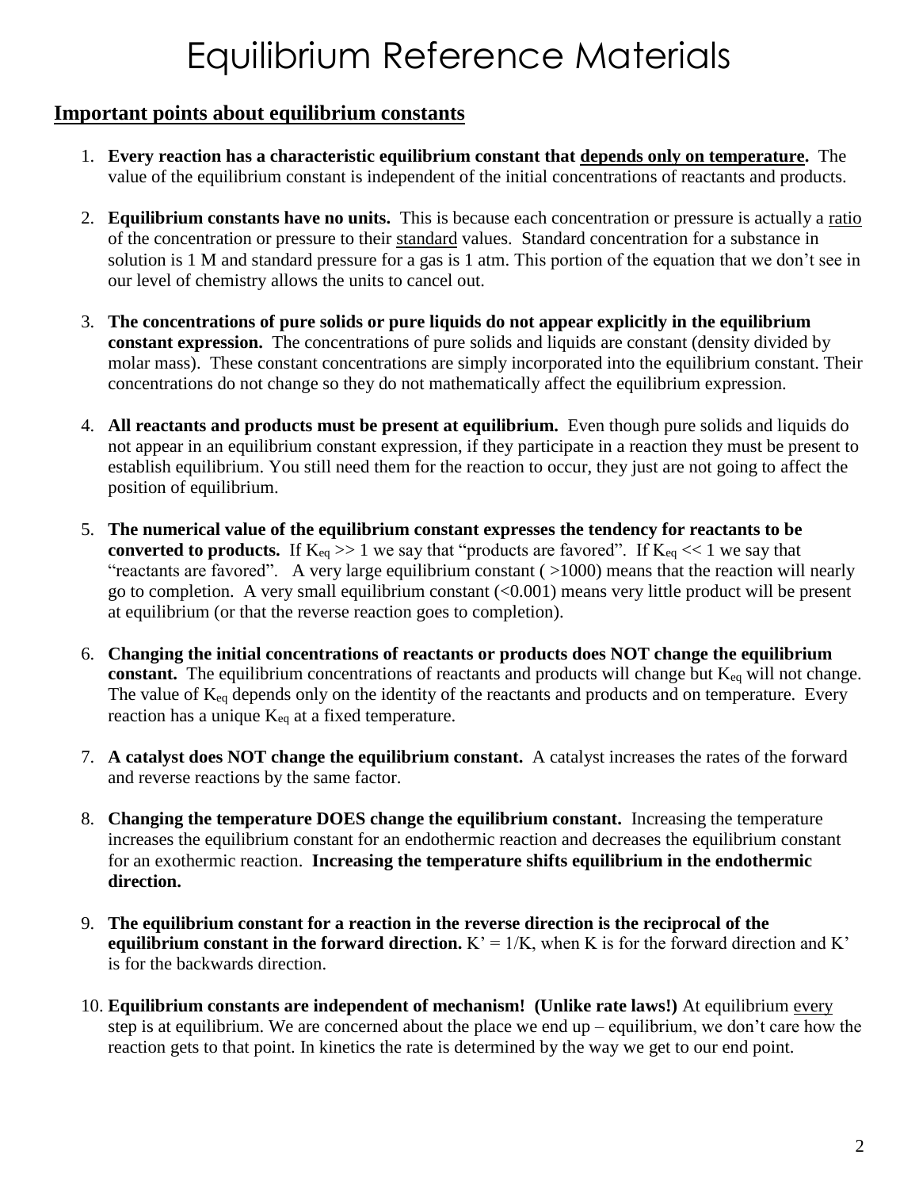# Equilibrium Reference Materials

## Important points about equilibrium constants

1. **Every reaction has a characteristic equilibrium constant that <u>depends only on temperature</u>.** The value of the equilibrium constant is independent of the initial concentrations of reactants and products.

2. **Equilibrium constants have no units.** This is because each concentration or pressure is actually a <u>ratio</u> of the concentration or pressure to their <u>standard</u> values. Standard concentration for a substance in solution is 1 M and standard pressure for a gas is 1 atm. This portion of the equation that we don't see in our level of chemistry allows the units to cancel out.

3. **The concentrations of pure solids or pure liquids do not appear explicitly in the equilibrium constant expression.** The concentrations of pure solids and liquids are constant (density divided by molar mass). These constant concentrations are simply incorporated into the equilibrium constant. Their concentrations do not change so they do not mathematically affect the equilibrium expression.

4. **All reactants and products must be present at equilibrium.** Even though pure solids and liquids do not appear in an equilibrium constant expression, if they participate in a reaction they must be present to establish equilibrium. You still need them for the reaction to occur, they just are not going to affect the position of equilibrium.

5. **The numerical value of the equilibrium constant expresses the tendency for reactants to be converted to products.** If $K_{eq} >> 1$ we say that "products are favored". If $K_{eq} << 1$ we say that "reactants are favored". A very large equilibrium constant ( >1000) means that the reaction will nearly go to completion. A very small equilibrium constant (<0.001) means very little product will be present at equilibrium (or that the reverse reaction goes to completion).

6. **Changing the initial concentrations of reactants or products does NOT change the equilibrium constant.** The equilibrium concentrations of reactants and products will change but $K_{eq}$ will not change. The value of $K_{eq}$ depends only on the identity of the reactants and products and on temperature. Every reaction has a unique $K_{eq}$ at a fixed temperature.

7. **A catalyst does NOT change the equilibrium constant.** A catalyst increases the rates of the forward and reverse reactions by the same factor.

8. **Changing the temperature DOES change the equilibrium constant.** Increasing the temperature increases the equilibrium constant for an endothermic reaction and decreases the equilibrium constant for an exothermic reaction. **Increasing the temperature shifts equilibrium in the endothermic direction.**

9. **The equilibrium constant for a reaction in the reverse direction is the reciprocal of the equilibrium constant in the forward direction.** $K' = 1/K$, when K is for the forward direction and K' is for the backwards direction.

10. **Equilibrium constants are independent of mechanism! (Unlike rate laws!)** At equilibrium <u>every</u> step is at equilibrium. We are concerned about the place we end up – equilibrium, we don't care how the reaction gets to that point. In kinetics the rate is determined by the way we get to our end point.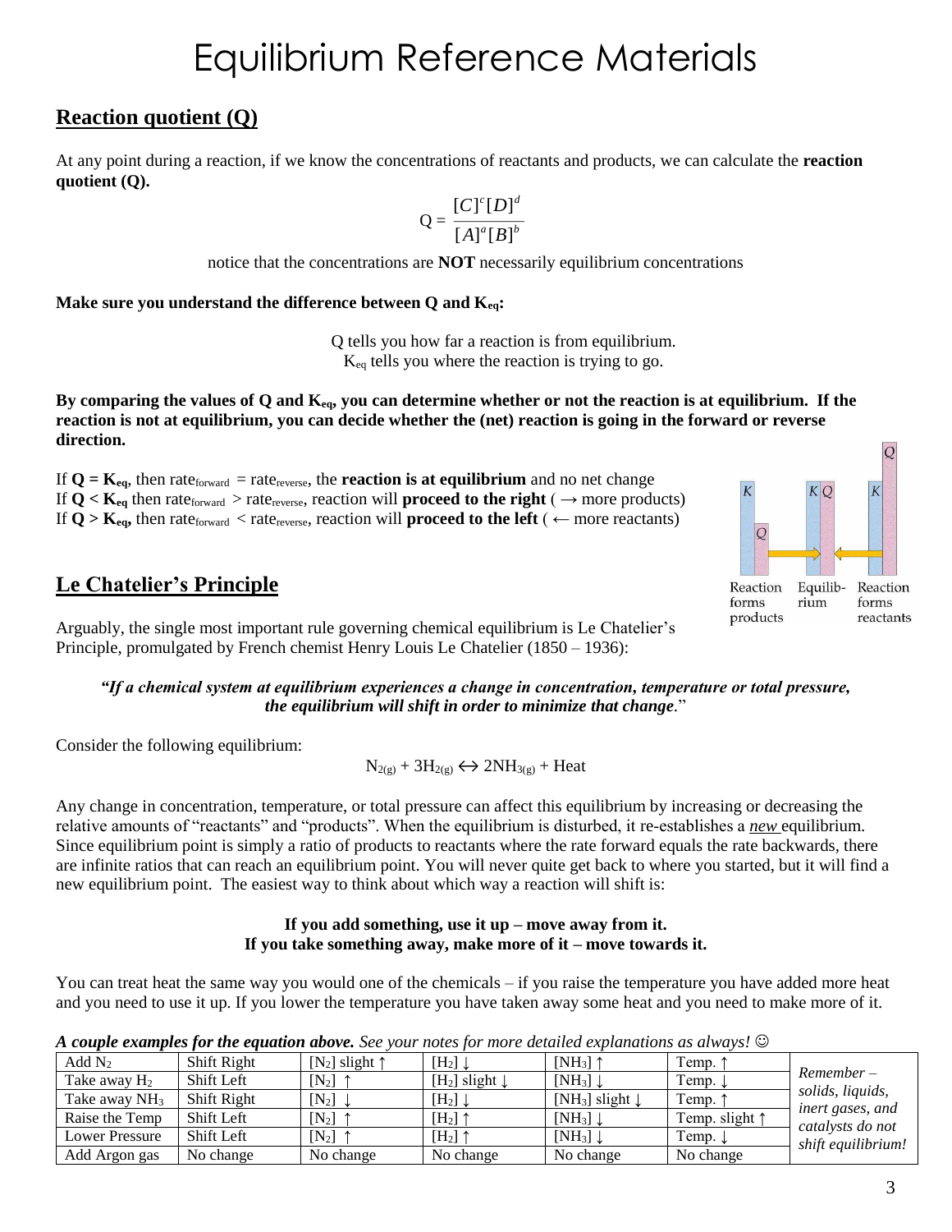# Equilibrium Reference Materials

## Reaction quotient (Q)

At any point during a reaction, if we know the concentrations of reactants and products, we can calculate the **reaction quotient (Q).**

$$Q = \frac{[C]^c[D]^d}{[A]^a[B]^b}$$

notice that the concentrations are **NOT** necessarily equilibrium concentrations

**Make sure you understand the difference between Q and $K_{eq}$:**

Q tells you how far a reaction is from equilibrium.
$K_{eq}$ tells you where the reaction is trying to go.

**By comparing the values of Q and $K_{eq}$, you can determine whether or not the reaction is at equilibrium. If the reaction is not at equilibrium, you can decide whether the (net) reaction is going in the forward or reverse direction.**

If **$Q = K_{eq}$**, then $rate_{forward} = rate_{reverse}$, the **reaction is at equilibrium** and no net change
If **$Q < K_{eq}$** then $rate_{forward} > rate_{reverse}$, reaction will **proceed to the right** ( → more products)
If **$Q > K_{eq}$**, then $rate_{forward} < rate_{reverse}$, reaction will **proceed to the left** ( ← more reactants)

Reaction forms products | Equilibrium | Reaction forms reactants

## Le Chatelier's Principle

Arguably, the single most important rule governing chemical equilibrium is Le Chatelier's Principle, promulgated by French chemist Henry Louis Le Chatelier (1850 – 1936):

***"If a chemical system at equilibrium experiences a change in concentration, temperature or total pressure, the equilibrium will shift in order to minimize that change."***

Consider the following equilibrium:

$$N_{2(g)} + 3H_{2(g)} \leftrightarrow 2NH_{3(g)} + \text{Heat}$$

Any change in concentration, temperature, or total pressure can affect this equilibrium by increasing or decreasing the relative amounts of "reactants" and "products". When the equilibrium is disturbed, it re-establishes a ***new*** equilibrium. Since equilibrium point is simply a ratio of products to reactants where the rate forward equals the rate backwards, there are infinite ratios that can reach an equilibrium point. You will never quite get back to where you started, but it will find a new equilibrium point. The easiest way to think about which way a reaction will shift is:

**If you add something, use it up – move away from it.**
**If you take something away, make more of it – move towards it.**

You can treat heat the same way you would one of the chemicals – if you raise the temperature you have added more heat and you need to use it up. If you lower the temperature you have taken away some heat and you need to make more of it.

***A couple examples for the equation above.*** *See your notes for more detailed explanations as always!* ☺

| | | | | | | |
|---|---|---|---|---|---|---|
| Add $N_2$ | Shift Right | $[N_2]$ slight ↑ | $[H_2]$ ↓ | $[NH_3]$ ↑ | Temp. ↑ | *Remember – solids, liquids, inert gases, and catalysts do not shift equilibrium!* |
| Take away $H_2$ | Shift Left | $[N_2]$ ↑ | $[H_2]$ slight ↓ | $[NH_3]$ ↓ | Temp. ↓ | |
| Take away $NH_3$ | Shift Right | $[N_2]$ ↓ | $[H_2]$ ↓ | $[NH_3]$ slight ↓ | Temp. ↑ | |
| Raise the Temp | Shift Left | $[N_2]$ ↑ | $[H_2]$ ↑ | $[NH_3]$ ↓ | Temp. slight ↑ | |
| Lower Pressure | Shift Left | $[N_2]$ ↑ | $[H_2]$ ↑ | $[NH_3]$ ↓ | Temp. ↓ | |
| Add Argon gas | No change | No change | No change | No change | No change | |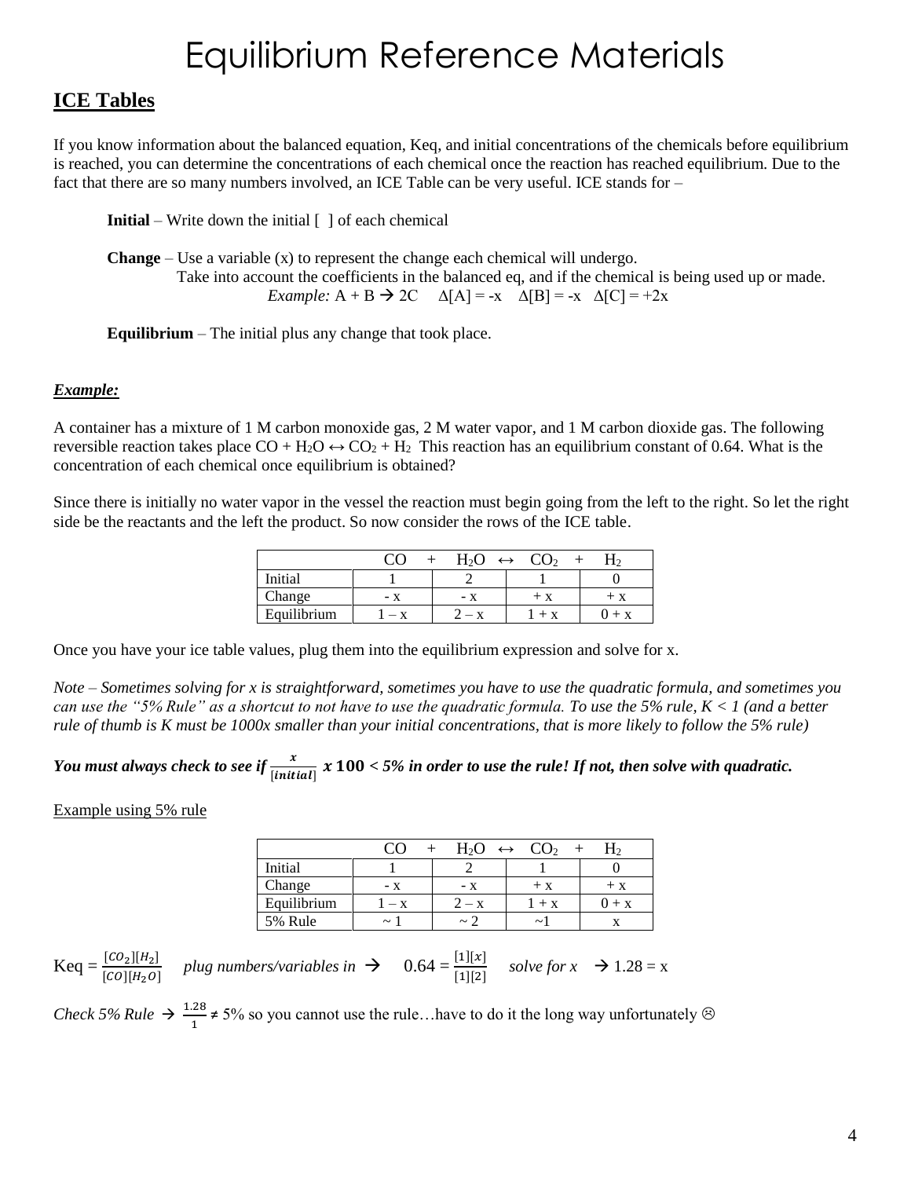# Equilibrium Reference Materials

## ICE Tables

If you know information about the balanced equation, Keq, and initial concentrations of the chemicals before equilibrium is reached, you can determine the concentrations of each chemical once the reaction has reached equilibrium. Due to the fact that there are so many numbers involved, an ICE Table can be very useful. ICE stands for –

**Initial** – Write down the initial [ ] of each chemical

**Change** – Use a variable (x) to represent the change each chemical will undergo.
Take into account the coefficients in the balanced eq, and if the chemical is being used up or made.
*Example:* $A + B \rightarrow 2C$ $\Delta[A] = -x$ $\Delta[B] = -x$ $\Delta[C] = +2x$

**Equilibrium** – The initial plus any change that took place.

***Example:***

A container has a mixture of 1 M carbon monoxide gas, 2 M water vapor, and 1 M carbon dioxide gas. The following reversible reaction takes place $CO + H_2O \leftrightarrow CO_2 + H_2$ This reaction has an equilibrium constant of 0.64. What is the concentration of each chemical once equilibrium is obtained?

Since there is initially no water vapor in the vessel the reaction must begin going from the left to the right. So let the right side be the reactants and the left the product. So now consider the rows of the ICE table.

| | $CO$ + | $H_2O$ $\leftrightarrow$ | $CO_2$ + | $H_2$ |
|---|---|---|---|---|
| Initial | 1 | 2 | 1 | 0 |
| Change | - x | - x | + x | + x |
| Equilibrium | 1 – x | 2 – x | 1 + x | 0 + x |

Once you have your ice table values, plug them into the equilibrium expression and solve for x.

*Note – Sometimes solving for x is straightforward, sometimes you have to use the quadratic formula, and sometimes you can use the "5% Rule" as a shortcut to not have to use the quadratic formula. To use the 5% rule, K < 1 (and a better rule of thumb is K must be 1000x smaller than your initial concentrations, that is more likely to follow the 5% rule)*

***You must always check to see if $\frac{x}{[initial]}\ x\ 100$ < 5% in order to use the rule! If not, then solve with quadratic.***

Example using 5% rule

| | $CO$ + | $H_2O$ $\leftrightarrow$ | $CO_2$ + | $H_2$ |
|---|---|---|---|---|
| Initial | 1 | 2 | 1 | 0 |
| Change | - x | - x | + x | + x |
| Equilibrium | 1 – x | 2 – x | 1 + x | 0 + x |
| 5% Rule | ~ 1 | ~ 2 | ~1 | x |

$Keq = \frac{[CO_2][H_2]}{[CO][H_2O]}$ *plug numbers/variables in* $\rightarrow$ $0.64 = \frac{[1][x]}{[1][2]}$ *solve for x* $\rightarrow$ 1.28 = x

*Check 5% Rule* $\rightarrow$ $\frac{1.28}{1} \neq$ 5% so you cannot use the rule…have to do it the long way unfortunately ☹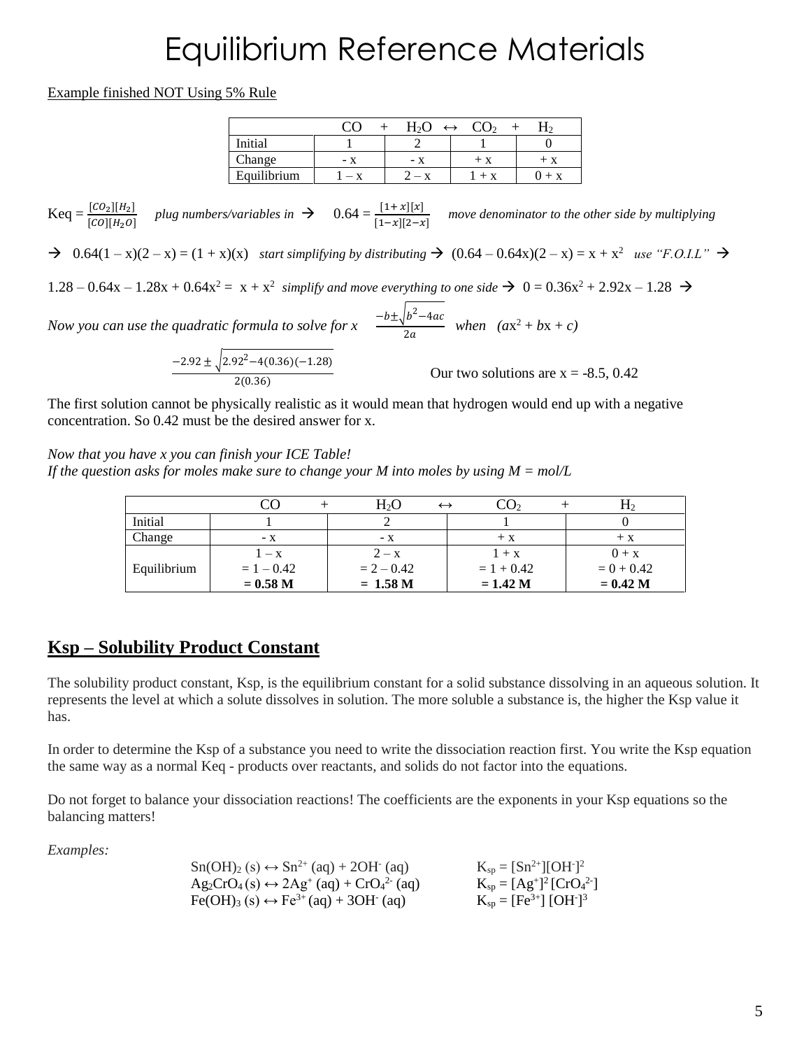# Equilibrium Reference Materials

Example finished NOT Using 5% Rule

| | $CO$ + | $H_2O$ ↔ | $CO_2$ + | $H_2$ |
|---|---|---|---|---|
| Initial | 1 | 2 | 1 | 0 |
| Change | - x | - x | + x | + x |
| Equilibrium | 1 – x | 2 – x | 1 + x | 0 + x |

Keq = $\frac{[CO_2][H_2]}{[CO][H_2O]}$ *plug numbers/variables in* → $0.64 = \frac{[1+x][x]}{[1-x][2-x]}$ *move denominator to the other side by multiplying*

→ $0.64(1 – x)(2 – x) = (1 + x)(x)$ *start simplifying by distributing* → $(0.64 – 0.64x)(2 – x) = x + x^2$ *use "F.O.I.L"* →

$1.28 – 0.64x – 1.28x + 0.64x^2 = x + x^2$ *simplify and move everything to one side* → $0 = 0.36x^2 + 2.92x – 1.28$ →

*Now you can use the quadratic formula to solve for x* $\frac{-b \pm \sqrt{b^2-4ac}}{2a}$ *when* $(ax^2 + bx + c)$

$$\frac{-2.92 \pm \sqrt{2.92^2-4(0.36)(-1.28)}}{2(0.36)}$$

Our two solutions are x = -8.5, 0.42

The first solution cannot be physically realistic as it would mean that hydrogen would end up with a negative concentration. So 0.42 must be the desired answer for x.

*Now that you have x you can finish your ICE Table!*
*If the question asks for moles make sure to change your M into moles by using M = mol/L*

| | $CO$ + | $H_2O$ ↔ | $CO_2$ + | $H_2$ |
|---|---|---|---|---|
| Initial | 1 | 2 | 1 | 0 |
| Change | - x | - x | + x | + x |
| Equilibrium | 1 – x<br>= 1 – 0.42<br>**= 0.58 M** | 2 – x<br>= 2 – 0.42<br>**= 1.58 M** | 1 + x<br>= 1 + 0.42<br>**= 1.42 M** | 0 + x<br>= 0 + 0.42<br>**= 0.42 M** |

## Ksp – Solubility Product Constant

The solubility product constant, Ksp, is the equilibrium constant for a solid substance dissolving in an aqueous solution. It represents the level at which a solute dissolves in solution. The more soluble a substance is, the higher the Ksp value it has.

In order to determine the Ksp of a substance you need to write the dissociation reaction first. You write the Ksp equation the same way as a normal Keq - products over reactants, and solids do not factor into the equations.

Do not forget to balance your dissociation reactions! The coefficients are the exponents in your Ksp equations so the balancing matters!

*Examples:*

$Sn(OH)_2\,(s) \leftrightarrow Sn^{2+}\,(aq) + 2OH^-\,(aq)$ $\quad K_{sp} = [Sn^{2+}][OH^-]^2$

$Ag_2CrO_4\,(s) \leftrightarrow 2Ag^+\,(aq) + CrO_4^{2-}\,(aq)$ $\quad K_{sp} = [Ag^+]^2\,[CrO_4^{2-}]$

$Fe(OH)_3\,(s) \leftrightarrow Fe^{3+}\,(aq) + 3OH^-\,(aq)$ $\quad K_{sp} = [Fe^{3+}]\,[OH^-]^3$